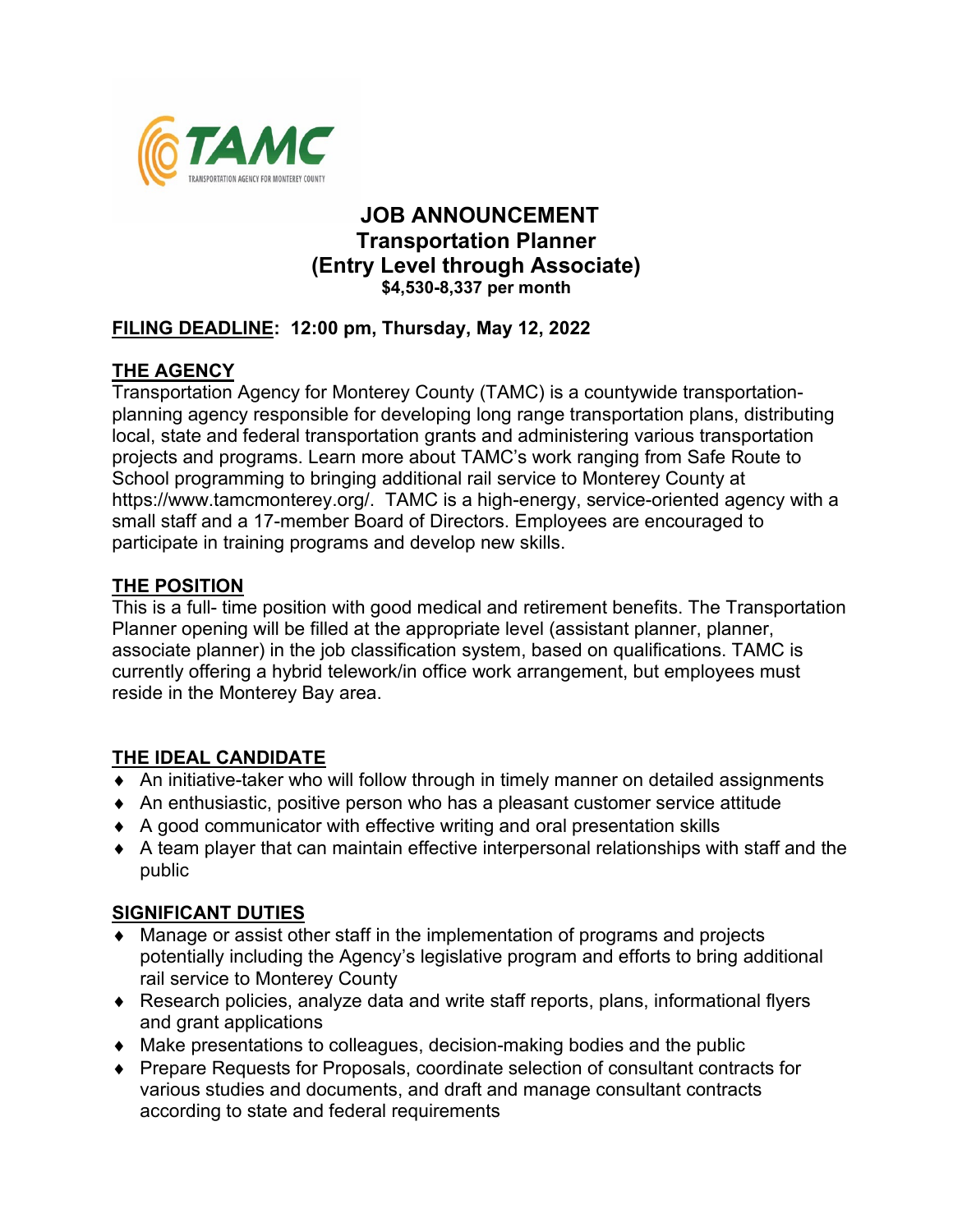# JOB ANNOUNCEMENT
## Transportation Planner
## (Entry Level through Associate)
**$4,530-8,337 per month**

**FILING DEADLINE: 12:00 pm, Thursday, May 12, 2022**

## THE AGENCY

Transportation Agency for Monterey County (TAMC) is a countywide transportation-planning agency responsible for developing long range transportation plans, distributing local, state and federal transportation grants and administering various transportation projects and programs. Learn more about TAMC's work ranging from Safe Route to School programming to bringing additional rail service to Monterey County at https://www.tamcmonterey.org/. TAMC is a high-energy, service-oriented agency with a small staff and a 17-member Board of Directors. Employees are encouraged to participate in training programs and develop new skills.

## THE POSITION

This is a full- time position with good medical and retirement benefits. The Transportation Planner opening will be filled at the appropriate level (assistant planner, planner, associate planner) in the job classification system, based on qualifications. TAMC is currently offering a hybrid telework/in office work arrangement, but employees must reside in the Monterey Bay area.

## THE IDEAL CANDIDATE

- An initiative-taker who will follow through in timely manner on detailed assignments
- An enthusiastic, positive person who has a pleasant customer service attitude
- A good communicator with effective writing and oral presentation skills
- A team player that can maintain effective interpersonal relationships with staff and the public

## SIGNIFICANT DUTIES

- Manage or assist other staff in the implementation of programs and projects potentially including the Agency's legislative program and efforts to bring additional rail service to Monterey County
- Research policies, analyze data and write staff reports, plans, informational flyers and grant applications
- Make presentations to colleagues, decision-making bodies and the public
- Prepare Requests for Proposals, coordinate selection of consultant contracts for various studies and documents, and draft and manage consultant contracts according to state and federal requirements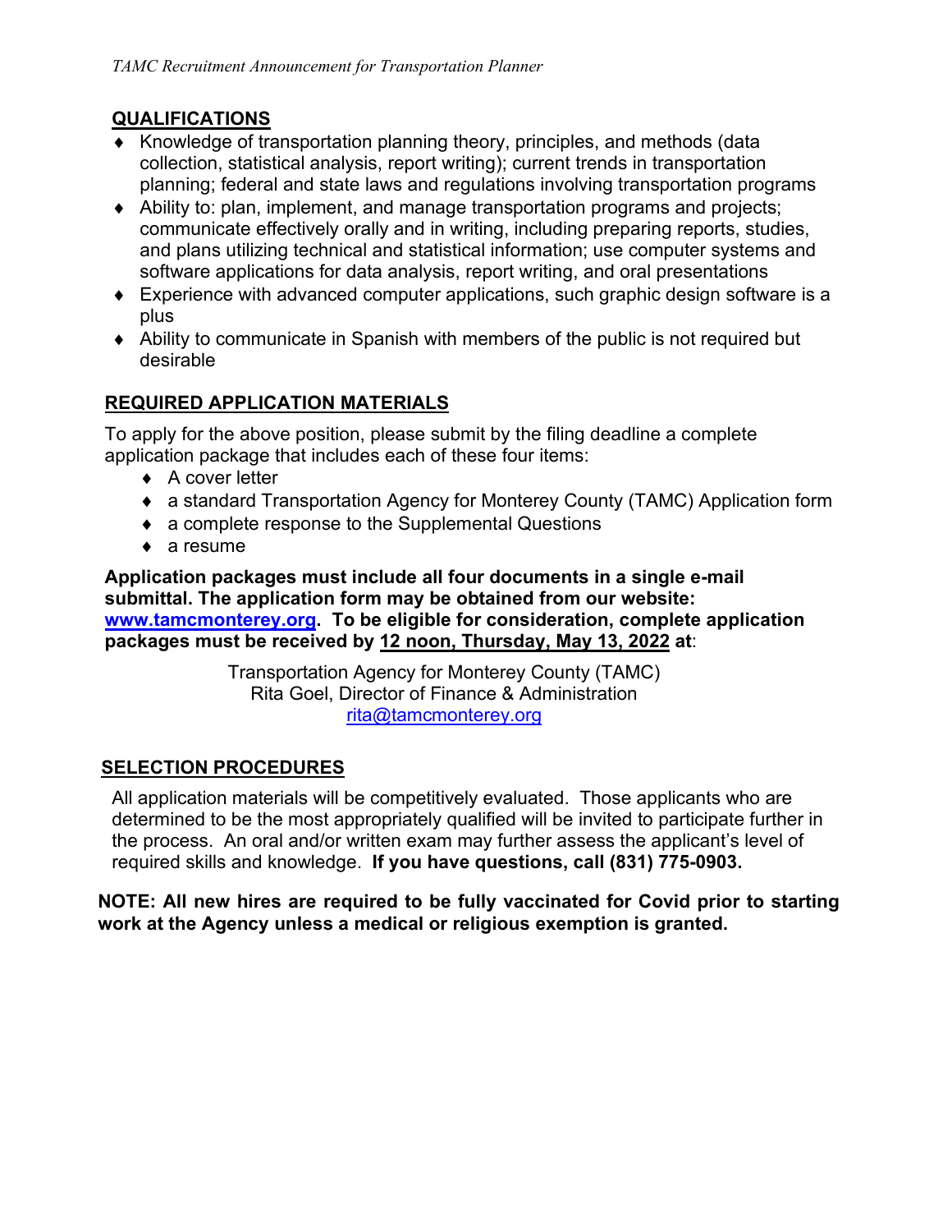## QUALIFICATIONS

- Knowledge of transportation planning theory, principles, and methods (data collection, statistical analysis, report writing); current trends in transportation planning; federal and state laws and regulations involving transportation programs
- Ability to: plan, implement, and manage transportation programs and projects; communicate effectively orally and in writing, including preparing reports, studies, and plans utilizing technical and statistical information; use computer systems and software applications for data analysis, report writing, and oral presentations
- Experience with advanced computer applications, such graphic design software is a plus
- Ability to communicate in Spanish with members of the public is not required but desirable

## REQUIRED APPLICATION MATERIALS

To apply for the above position, please submit by the filing deadline a complete application package that includes each of these four items:

- A cover letter
- a standard Transportation Agency for Monterey County (TAMC) Application form
- a complete response to the Supplemental Questions
- a resume

**Application packages must include all four documents in a single e-mail submittal. The application form may be obtained from our website: www.tamcmonterey.org. To be eligible for consideration, complete application packages must be received by 12 noon, Thursday, May 13, 2022 at**:

Transportation Agency for Monterey County (TAMC)
Rita Goel, Director of Finance & Administration
rita@tamcmonterey.org

## SELECTION PROCEDURES

All application materials will be competitively evaluated. Those applicants who are determined to be the most appropriately qualified will be invited to participate further in the process. An oral and/or written exam may further assess the applicant's level of required skills and knowledge. **If you have questions, call (831) 775-0903.**

**NOTE: All new hires are required to be fully vaccinated for Covid prior to starting work at the Agency unless a medical or religious exemption is granted.**